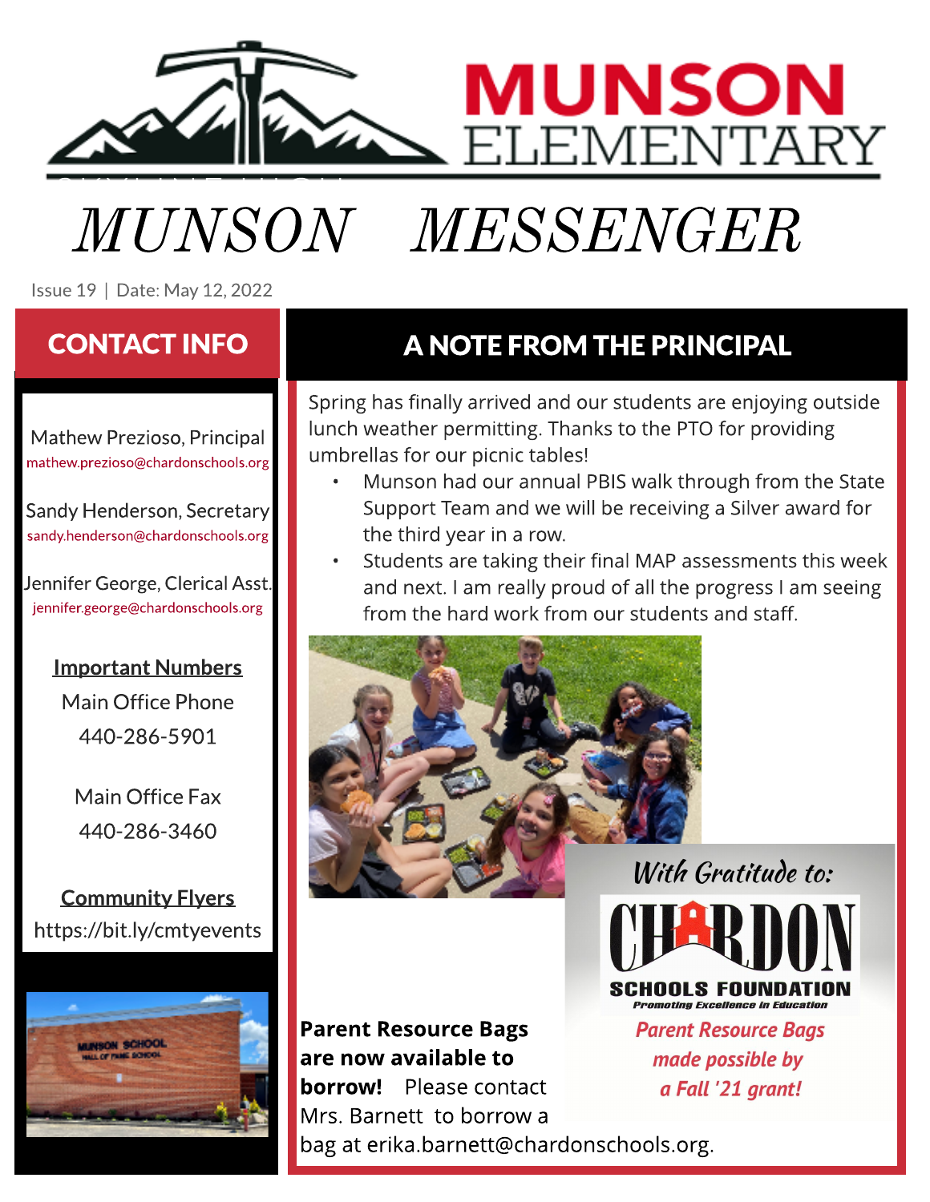# MUNSON ELEMENTARY

# MUNSON MESSENGER

Issue 19 | Date: May 12, 2022

## CONTACT INFO

Mathew Prezioso, Principal
mathew.prezioso@chardonschools.org

Sandy Henderson, Secretary
sandy.henderson@chardonschools.org

Jennifer George, Clerical Asst.
jennifer.george@chardonschools.org

**Important Numbers**

Main Office Phone
440-286-5901

Main Office Fax
440-286-3460

**Community Flyers**
https://bit.ly/cmtyevents

## A NOTE FROM THE PRINCIPAL

Spring has finally arrived and our students are enjoying outside lunch weather permitting. Thanks to the PTO for providing umbrellas for our picnic tables!

- Munson had our annual PBIS walk through from the State Support Team and we will be receiving a Silver award for the third year in a row.
- Students are taking their final MAP assessments this week and next. I am really proud of all the progress I am seeing from the hard work from our students and staff.

With Gratitude to: CHARDON SCHOOLS FOUNDATION *Promoting Excellence in Education*

*Parent Resource Bags made possible by a Fall '21 grant!*

**Parent Resource Bags are now available to borrow!** Please contact Mrs. Barnett to borrow a bag at erika.barnett@chardonschools.org.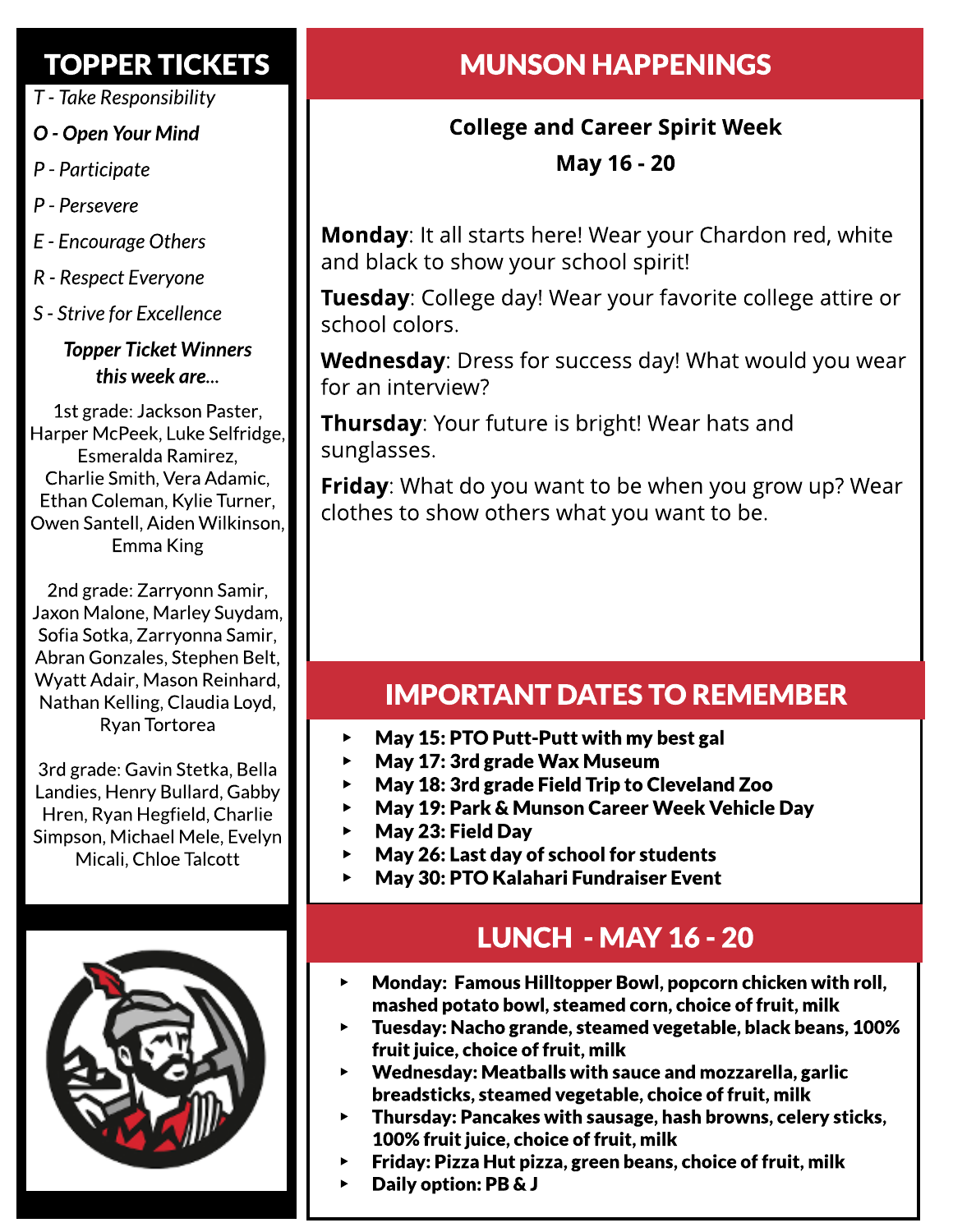## TOPPER TICKETS

*T - Take Responsibility*

***O - Open Your Mind***

*P - Participate*

*P - Persevere*

*E - Encourage Others*

*R - Respect Everyone*

*S - Strive for Excellence*

***Topper Ticket Winners this week are...***

1st grade: Jackson Paster, Harper McPeek, Luke Selfridge, Esmeralda Ramirez, Charlie Smith, Vera Adamic, Ethan Coleman, Kylie Turner, Owen Santell, Aiden Wilkinson, Emma King

2nd grade: Zarryonn Samir, Jaxon Malone, Marley Suydam, Sofia Sotka, Zarryonna Samir, Abran Gonzales, Stephen Belt, Wyatt Adair, Mason Reinhard, Nathan Kelling, Claudia Loyd, Ryan Tortorea

3rd grade: Gavin Stetka, Bella Landies, Henry Bullard, Gabby Hren, Ryan Hegfield, Charlie Simpson, Michael Mele, Evelyn Micali, Chloe Talcott

## MUNSON HAPPENINGS

**College and Career Spirit Week**

**May 16 - 20**

**Monday**: It all starts here! Wear your Chardon red, white and black to show your school spirit!

**Tuesday**: College day! Wear your favorite college attire or school colors.

**Wednesday**: Dress for success day! What would you wear for an interview?

**Thursday**: Your future is bright! Wear hats and sunglasses.

**Friday**: What do you want to be when you grow up? Wear clothes to show others what you want to be.

## IMPORTANT DATES TO REMEMBER

- **May 15: PTO Putt-Putt with my best gal**
- **May 17: 3rd grade Wax Museum**
- **May 18: 3rd grade Field Trip to Cleveland Zoo**
- **May 19: Park & Munson Career Week Vehicle Day**
- **May 23: Field Day**
- **May 26: Last day of school for students**
- **May 30: PTO Kalahari Fundraiser Event**

## LUNCH - MAY 16 - 20

- **Monday: Famous Hilltopper Bowl, popcorn chicken with roll, mashed potato bowl, steamed corn, choice of fruit, milk**
- **Tuesday: Nacho grande, steamed vegetable, black beans, 100% fruit juice, choice of fruit, milk**
- **Wednesday: Meatballs with sauce and mozzarella, garlic breadsticks, steamed vegetable, choice of fruit, milk**
- **Thursday: Pancakes with sausage, hash browns, celery sticks, 100% fruit juice, choice of fruit, milk**
- **Friday: Pizza Hut pizza, green beans, choice of fruit, milk**
- **Daily option: PB & J**